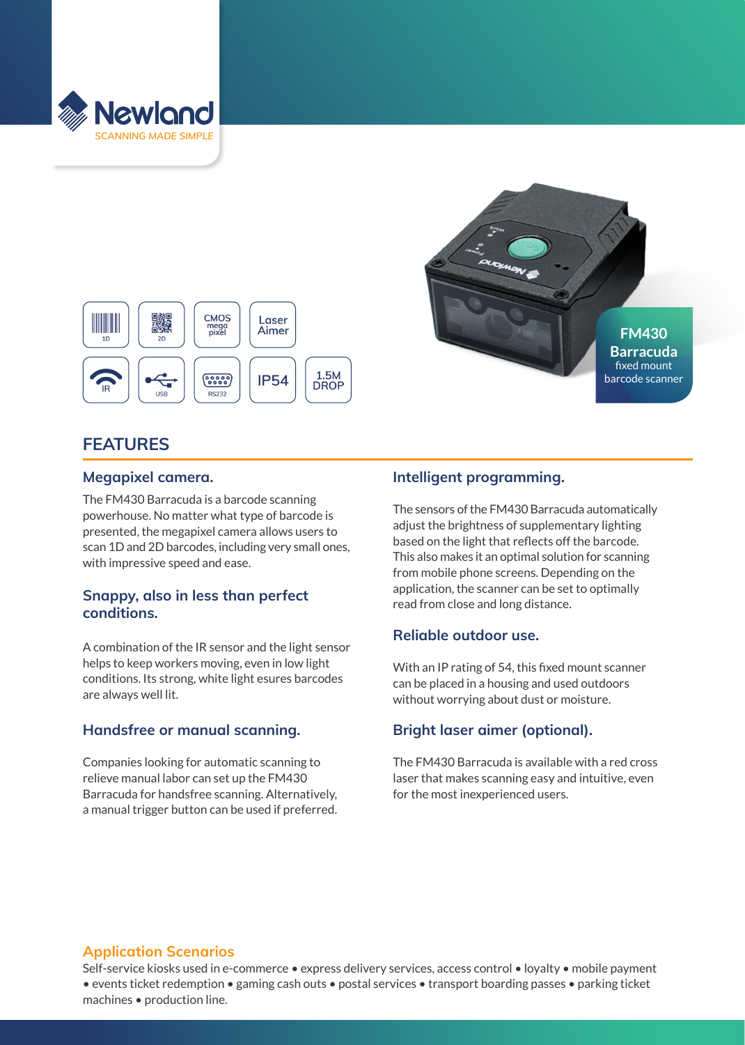Newland
SCANNING MADE SIMPLE

1D | 2D | CMOS mega pixel | Laser Aimer | IR | USB | RS232 | IP54 | 1.5M DROP

**FM430 Barracuda**
fixed mount barcode scanner

## FEATURES

### Megapixel camera.

The FM430 Barracuda is a barcode scanning powerhouse. No matter what type of barcode is presented, the megapixel camera allows users to scan 1D and 2D barcodes, including very small ones, with impressive speed and ease.

### Snappy, also in less than perfect conditions.

A combination of the IR sensor and the light sensor helps to keep workers moving, even in low light conditions. Its strong, white light esures barcodes are always well lit.

### Handsfree or manual scanning.

Companies looking for automatic scanning to relieve manual labor can set up the FM430 Barracuda for handsfree scanning. Alternatively, a manual trigger button can be used if preferred.

### Intelligent programming.

The sensors of the FM430 Barracuda automatically adjust the brightness of supplementary lighting based on the light that reflects off the barcode. This also makes it an optimal solution for scanning from mobile phone screens. Depending on the application, the scanner can be set to optimally read from close and long distance.

### Reliable outdoor use.

With an IP rating of 54, this fixed mount scanner can be placed in a housing and used outdoors without worrying about dust or moisture.

### Bright laser aimer (optional).

The FM430 Barracuda is available with a red cross laser that makes scanning easy and intuitive, even for the most inexperienced users.

### Application Scenarios

Self-service kiosks used in e-commerce • express delivery services, access control • loyalty • mobile payment • events ticket redemption • gaming cash outs • postal services • transport boarding passes • parking ticket machines • production line.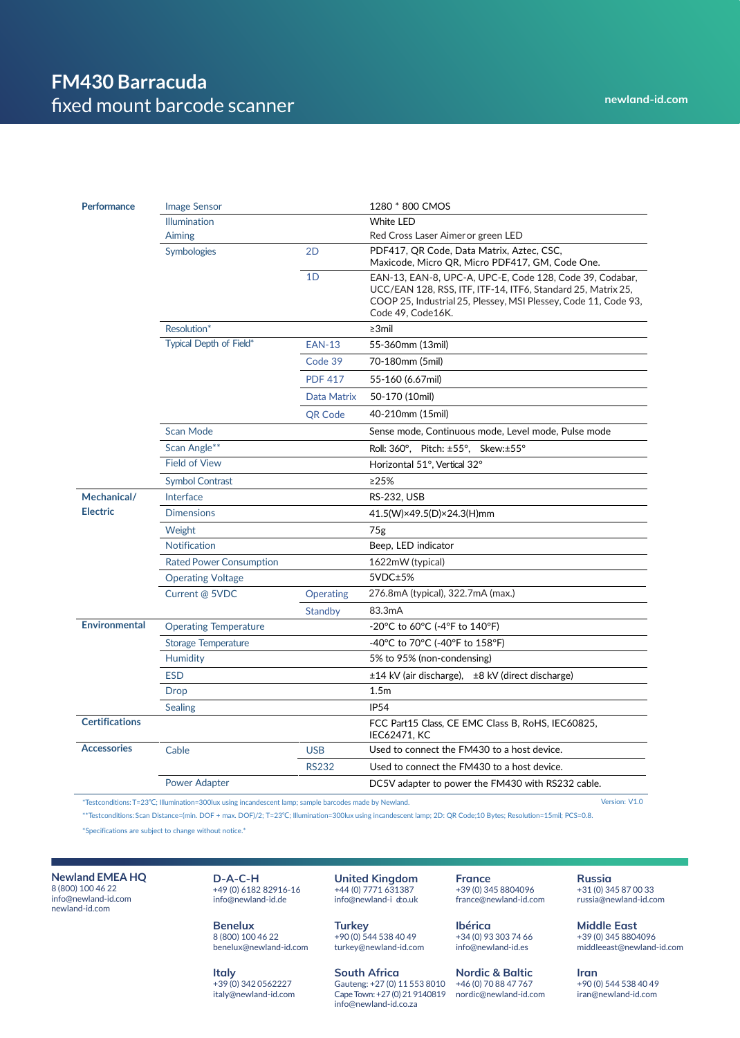# FM430 Barracuda
## fixed mount barcode scanner

newland-id.com

| | | | |
|---|---|---|---|
| Performance | Image Sensor | | 1280 * 800 CMOS |
| | Illumination | | White LED |
| | Aiming | | Red Cross Laser Aimer or green LED |
| | Symbologies | 2D | PDF417, QR Code, Data Matrix, Aztec, CSC, Maxicode, Micro QR, Micro PDF417, GM, Code One. |
| | | 1D | EAN-13, EAN-8, UPC-A, UPC-E, Code 128, Code 39, Codabar, UCC/EAN 128, RSS, ITF, ITF-14, ITF6, Standard 25, Matrix 25, COOP 25, Industrial 25, Plessey, MSI Plessey, Code 11, Code 93, Code 49, Code16K. |
| | Resolution* | | ≥3mil |
| | Typical Depth of Field* | EAN-13 | 55-360mm (13mil) |
| | | Code 39 | 70-180mm (5mil) |
| | | PDF 417 | 55-160 (6.67mil) |
| | | Data Matrix | 50-170 (10mil) |
| | | QR Code | 40-210mm (15mil) |
| | Scan Mode | | Sense mode, Continuous mode, Level mode, Pulse mode |
| | Scan Angle** | | Roll: 360°, Pitch: ±55°, Skew:±55° |
| | Field of View | | Horizontal 51°, Vertical 32° |
| | Symbol Contrast | | ≥25% |
| Mechanical/ Electric | Interface | | RS-232, USB |
| | Dimensions | | 41.5(W)×49.5(D)×24.3(H)mm |
| | Weight | | 75g |
| | Notification | | Beep, LED indicator |
| | Rated Power Consumption | | 1622mW (typical) |
| | Operating Voltage | | 5VDC±5% |
| | Current @ 5VDC | Operating | 276.8mA (typical), 322.7mA (max.) |
| | | Standby | 83.3mA |
| Environmental | Operating Temperature | | -20°C to 60°C (-4°F to 140°F) |
| | Storage Temperature | | -40°C to 70°C (-40°F to 158°F) |
| | Humidity | | 5% to 95% (non-condensing) |
| | ESD | | ±14 kV (air discharge), ±8 kV (direct discharge) |
| | Drop | | 1.5m |
| | Sealing | | IP54 |
| Certifications | | | FCC Part15 Class, CE EMC Class B, RoHS, IEC60825, IEC62471, KC |
| Accessories | Cable | USB | Used to connect the FM430 to a host device. |
| | | RS232 | Used to connect the FM430 to a host device. |
| | Power Adapter | | DC5V adapter to power the FM430 with RS232 cable. |

*Testconditions: T=23°C; Illumination=300lux using incandescent lamp; sample barcodes made by Newland.

Version: V1.0

**Testconditions: Scan Distance=(min. DOF + max. DOF)/2; T=23°C; Illumination=300lux using incandescent lamp; 2D: QR Code;10 Bytes; Resolution=15mil; PCS=0.8.

*Specifications are subject to change without notice.*

**Newland EMEA HQ**
8 (800) 100 46 22
info@newland-id.com
newland-id.com

**D-A-C-H**
+49 (0) 6182 82916-16
info@newland-id.de

**United Kingdom**
+44 (0) 7771 631387
info@newland-id.co.uk

**France**
+39 (0) 345 8804096
france@newland-id.com

**Russia**
+31 (0) 345 87 00 33
russia@newland-id.com

**Benelux**
8 (800) 100 46 22
benelux@newland-id.com

**Turkey**
+90 (0) 544 538 40 49
turkey@newland-id.com

**Ibérica**
+34 (0) 93 303 74 66
info@newland-id.es

**Middle East**
+39 (0) 345 8804096
middleeast@newland-id.com

**Italy**
+39 (0) 342 0562227
italy@newland-id.com

**South Africa**
Gauteng: +27 (0) 11 553 8010
Cape Town: +27 (0) 21 9140819
info@newland-id.co.za

**Nordic & Baltic**
+46 (0) 70 88 47 767
nordic@newland-id.com

**Iran**
+90 (0) 544 538 40 49
iran@newland-id.com